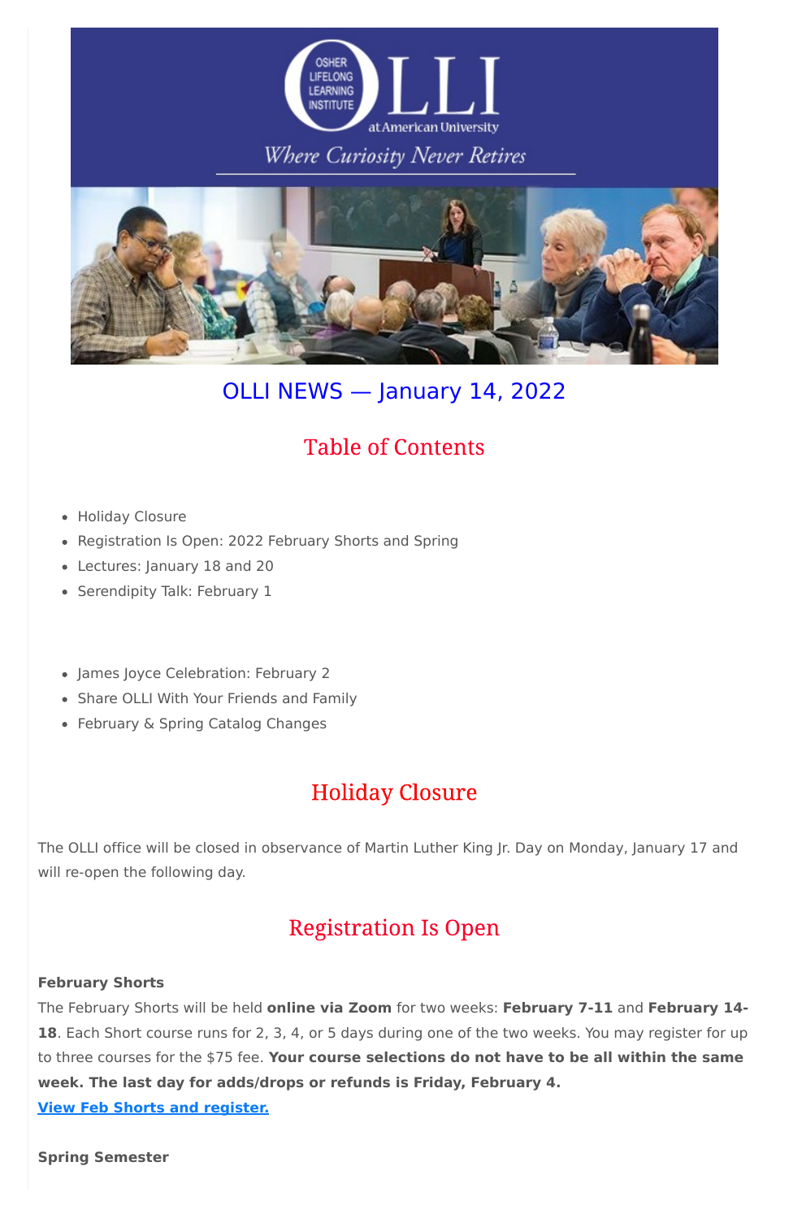# OLLI NEWS — January 14, 2022

## Table of Contents

- Holiday Closure
- Registration Is Open: 2022 February Shorts and Spring
- Lectures: January 18 and 20
- Serendipity Talk: February 1

- James Joyce Celebration: February 2
- Share OLLI With Your Friends and Family
- February & Spring Catalog Changes

## Holiday Closure

The OLLI office will be closed in observance of Martin Luther King Jr. Day on Monday, January 17 and will re-open the following day.

## Registration Is Open

**February Shorts**

The February Shorts will be held **online via Zoom** for two weeks: **February 7-11** and **February 14-18**. Each Short course runs for 2, 3, 4, or 5 days during one of the two weeks. You may register for up to three courses for the $75 fee. **Your course selections do not have to be all within the same week. The last day for adds/drops or refunds is Friday, February 4.**

**View Feb Shorts and register.**

**Spring Semester**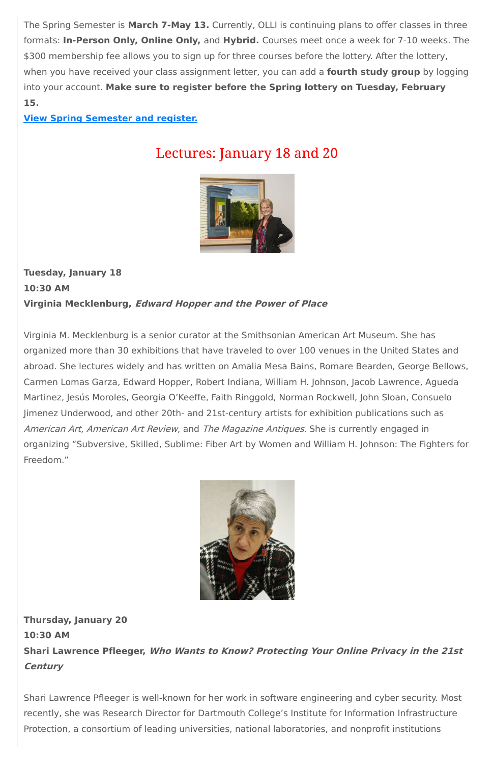The Spring Semester is **March 7-May 13.** Currently, OLLI is continuing plans to offer classes in three formats: **In-Person Only, Online Only,** and **Hybrid.** Courses meet once a week for 7-10 weeks. The $300 membership fee allows you to sign up for three courses before the lottery. After the lottery, when you have received your class assignment letter, you can add a **fourth study group** by logging into your account. **Make sure to register before the Spring lottery on Tuesday, February 15.**

**View Spring Semester and register.**

## Lectures: January 18 and 20

**Tuesday, January 18**
**10:30 AM**
**Virginia Mecklenburg, *Edward Hopper and the Power of Place***

Virginia M. Mecklenburg is a senior curator at the Smithsonian American Art Museum. She has organized more than 30 exhibitions that have traveled to over 100 venues in the United States and abroad. She lectures widely and has written on Amalia Mesa Bains, Romare Bearden, George Bellows, Carmen Lomas Garza, Edward Hopper, Robert Indiana, William H. Johnson, Jacob Lawrence, Agueda Martinez, Jesús Moroles, Georgia O'Keeffe, Faith Ringgold, Norman Rockwell, John Sloan, Consuelo Jimenez Underwood, and other 20th- and 21st-century artists for exhibition publications such as *American Art*, *American Art Review*, and *The Magazine Antiques*. She is currently engaged in organizing "Subversive, Skilled, Sublime: Fiber Art by Women and William H. Johnson: The Fighters for Freedom."

**Thursday, January 20**
**10:30 AM**
**Shari Lawrence Pfleeger, *Who Wants to Know? Protecting Your Online Privacy in the 21st Century***

Shari Lawrence Pfleeger is well-known for her work in software engineering and cyber security. Most recently, she was Research Director for Dartmouth College's Institute for Information Infrastructure Protection, a consortium of leading universities, national laboratories, and nonprofit institutions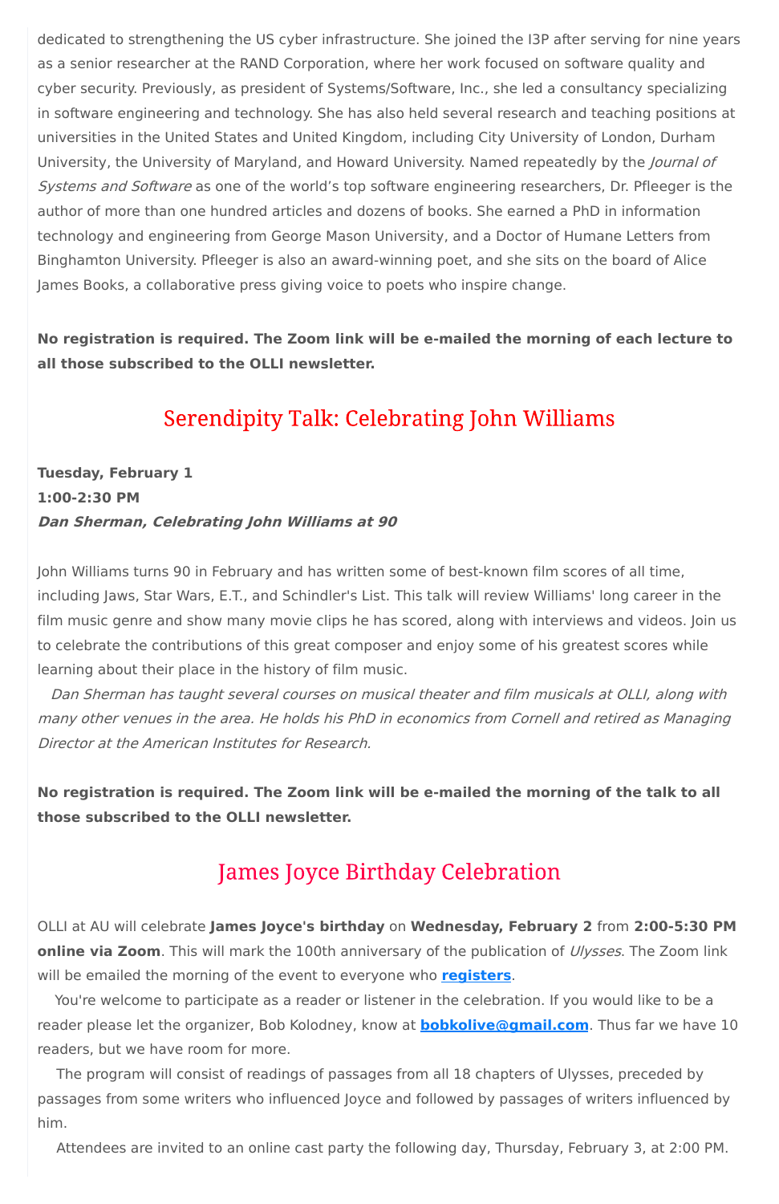dedicated to strengthening the US cyber infrastructure. She joined the I3P after serving for nine years as a senior researcher at the RAND Corporation, where her work focused on software quality and cyber security. Previously, as president of Systems/Software, Inc., she led a consultancy specializing in software engineering and technology. She has also held several research and teaching positions at universities in the United States and United Kingdom, including City University of London, Durham University, the University of Maryland, and Howard University. Named repeatedly by the *Journal of Systems and Software* as one of the world's top software engineering researchers, Dr. Pfleeger is the author of more than one hundred articles and dozens of books. She earned a PhD in information technology and engineering from George Mason University, and a Doctor of Humane Letters from Binghamton University. Pfleeger is also an award-winning poet, and she sits on the board of Alice James Books, a collaborative press giving voice to poets who inspire change.

**No registration is required. The Zoom link will be e-mailed the morning of each lecture to all those subscribed to the OLLI newsletter.**

## Serendipity Talk: Celebrating John Williams

**Tuesday, February 1**
**1:00-2:30 PM**
***Dan Sherman, Celebrating John Williams at 90***

John Williams turns 90 in February and has written some of best-known film scores of all time, including Jaws, Star Wars, E.T., and Schindler's List. This talk will review Williams' long career in the film music genre and show many movie clips he has scored, along with interviews and videos. Join us to celebrate the contributions of this great composer and enjoy some of his greatest scores while learning about their place in the history of film music.

*Dan Sherman has taught several courses on musical theater and film musicals at OLLI, along with many other venues in the area. He holds his PhD in economics from Cornell and retired as Managing Director at the American Institutes for Research.*

**No registration is required. The Zoom link will be e-mailed the morning of the talk to all those subscribed to the OLLI newsletter.**

## James Joyce Birthday Celebration

OLLI at AU will celebrate **James Joyce's birthday** on **Wednesday, February 2** from **2:00-5:30 PM online via Zoom**. This will mark the 100th anniversary of the publication of *Ulysses*. The Zoom link will be emailed the morning of the event to everyone who **registers**.

You're welcome to participate as a reader or listener in the celebration. If you would like to be a reader please let the organizer, Bob Kolodney, know at **bobkolive@gmail.com**. Thus far we have 10 readers, but we have room for more.

The program will consist of readings of passages from all 18 chapters of Ulysses, preceded by passages from some writers who influenced Joyce and followed by passages of writers influenced by him.

Attendees are invited to an online cast party the following day, Thursday, February 3, at 2:00 PM.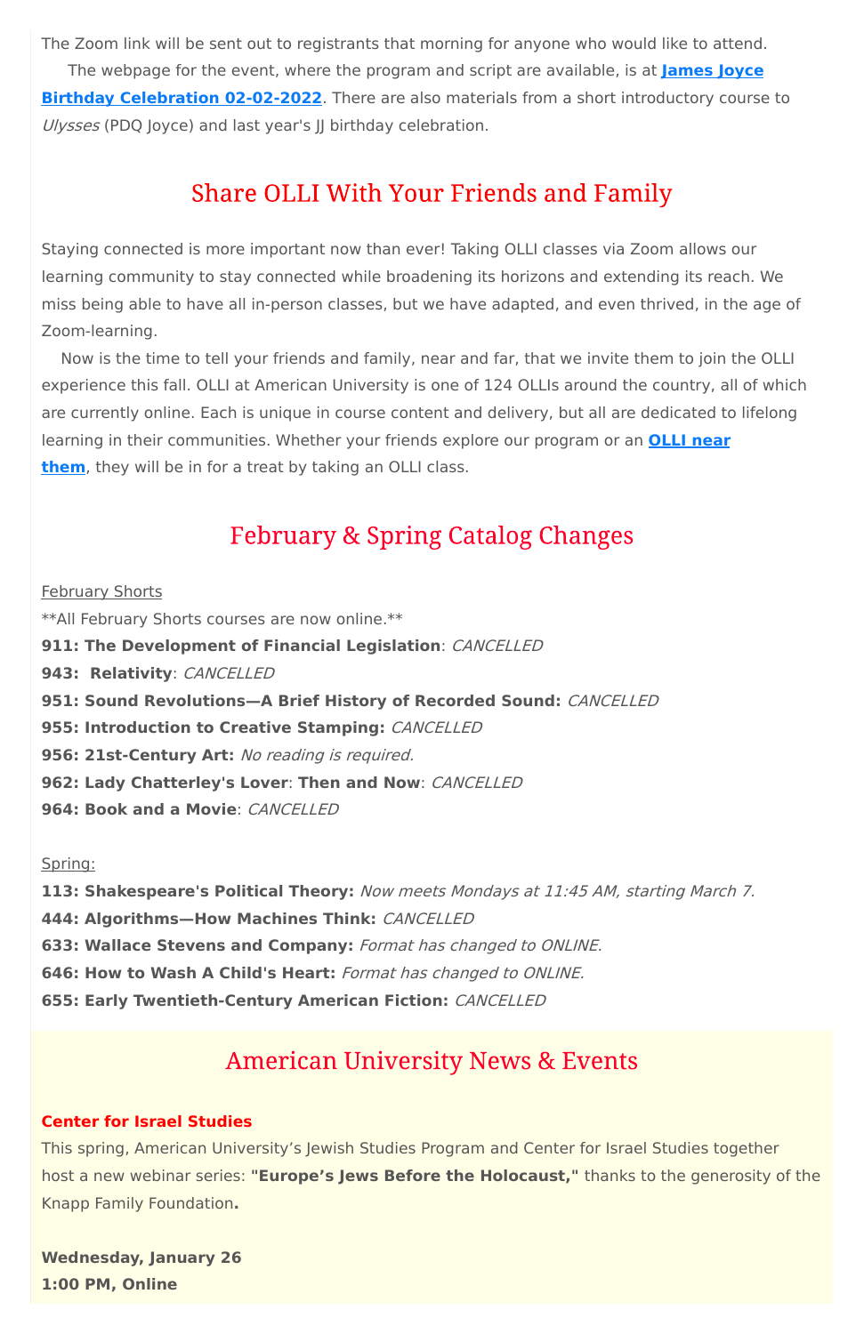The Zoom link will be sent out to registrants that morning for anyone who would like to attend.

The webpage for the event, where the program and script are available, is at **James Joyce Birthday Celebration 02-02-2022**. There are also materials from a short introductory course to *Ulysses* (PDQ Joyce) and last year's JJ birthday celebration.

## Share OLLI With Your Friends and Family

Staying connected is more important now than ever! Taking OLLI classes via Zoom allows our learning community to stay connected while broadening its horizons and extending its reach. We miss being able to have all in-person classes, but we have adapted, and even thrived, in the age of Zoom-learning.

Now is the time to tell your friends and family, near and far, that we invite them to join the OLLI experience this fall. OLLI at American University is one of 124 OLLIs around the country, all of which are currently online. Each is unique in course content and delivery, but all are dedicated to lifelong learning in their communities. Whether your friends explore our program or an **OLLI near them**, they will be in for a treat by taking an OLLI class.

## February & Spring Catalog Changes

February Shorts

**All February Shorts courses are now online.**

**911: The Development of Financial Legislation**: *CANCELLED*
**943: Relativity**: *CANCELLED*
**951: Sound Revolutions—A Brief History of Recorded Sound:** *CANCELLED*
**955: Introduction to Creative Stamping:** *CANCELLED*
**956: 21st-Century Art:** *No reading is required.*
**962: Lady Chatterley's Lover**: **Then and Now**: *CANCELLED*
**964: Book and a Movie**: *CANCELLED*

Spring:

**113: Shakespeare's Political Theory:** *Now meets Mondays at 11:45 AM, starting March 7.*
**444: Algorithms—How Machines Think:** *CANCELLED*
**633: Wallace Stevens and Company:** *Format has changed to ONLINE.*
**646: How to Wash A Child's Heart:** *Format has changed to ONLINE.*
**655: Early Twentieth-Century American Fiction:** *CANCELLED*

## American University News & Events

**Center for Israel Studies**

This spring, American University's Jewish Studies Program and Center for Israel Studies together host a new webinar series: **"Europe's Jews Before the Holocaust,"** thanks to the generosity of the Knapp Family Foundation**.**

**Wednesday, January 26**
**1:00 PM, Online**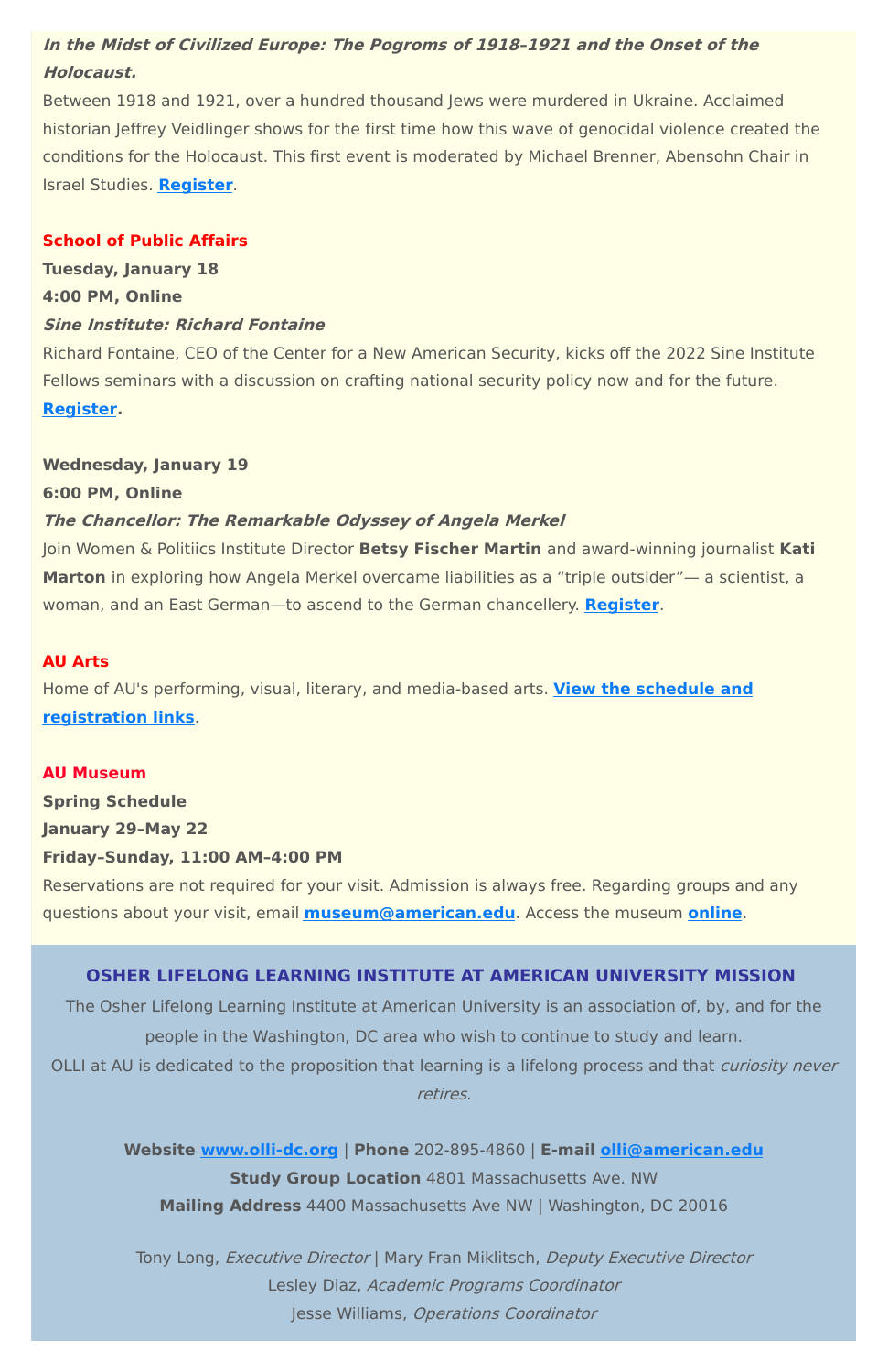***In the Midst of Civilized Europe: The Pogroms of 1918–1921 and the Onset of the Holocaust.***
Between 1918 and 1921, over a hundred thousand Jews were murdered in Ukraine. Acclaimed historian Jeffrey Veidlinger shows for the first time how this wave of genocidal violence created the conditions for the Holocaust. This first event is moderated by Michael Brenner, Abensohn Chair in Israel Studies. **Register**.

**School of Public Affairs**

**Tuesday, January 18**
**4:00 PM, Online**
***Sine Institute: Richard Fontaine***
Richard Fontaine, CEO of the Center for a New American Security, kicks off the 2022 Sine Institute Fellows seminars with a discussion on crafting national security policy now and for the future. **Register.**

**Wednesday, January 19**
**6:00 PM, Online**
***The Chancellor: The Remarkable Odyssey of Angela Merkel***
Join Women & Politiics Institute Director **Betsy Fischer Martin** and award-winning journalist **Kati Marton** in exploring how Angela Merkel overcame liabilities as a "triple outsider"— a scientist, a woman, and an East German—to ascend to the German chancellery. **Register**.

**AU Arts**

Home of AU's performing, visual, literary, and media-based arts. **View the schedule and registration links**.

**AU Museum**

**Spring Schedule**
**January 29–May 22**
**Friday–Sunday, 11:00 AM–4:00 PM**
Reservations are not required for your visit. Admission is always free. Regarding groups and any questions about your visit, email **museum@american.edu**. Access the museum **online**.

## OSHER LIFELONG LEARNING INSTITUTE AT AMERICAN UNIVERSITY MISSION

The Osher Lifelong Learning Institute at American University is an association of, by, and for the people in the Washington, DC area who wish to continue to study and learn.
OLLI at AU is dedicated to the proposition that learning is a lifelong process and that *curiosity never retires*.

**Website** www.olli-dc.org | **Phone** 202-895-4860 | **E-mail** olli@american.edu
**Study Group Location** 4801 Massachusetts Ave. NW
**Mailing Address** 4400 Massachusetts Ave NW | Washington, DC 20016

Tony Long, *Executive Director* | Mary Fran Miklitsch, *Deputy Executive Director*
Lesley Diaz, *Academic Programs Coordinator*
Jesse Williams, *Operations Coordinator*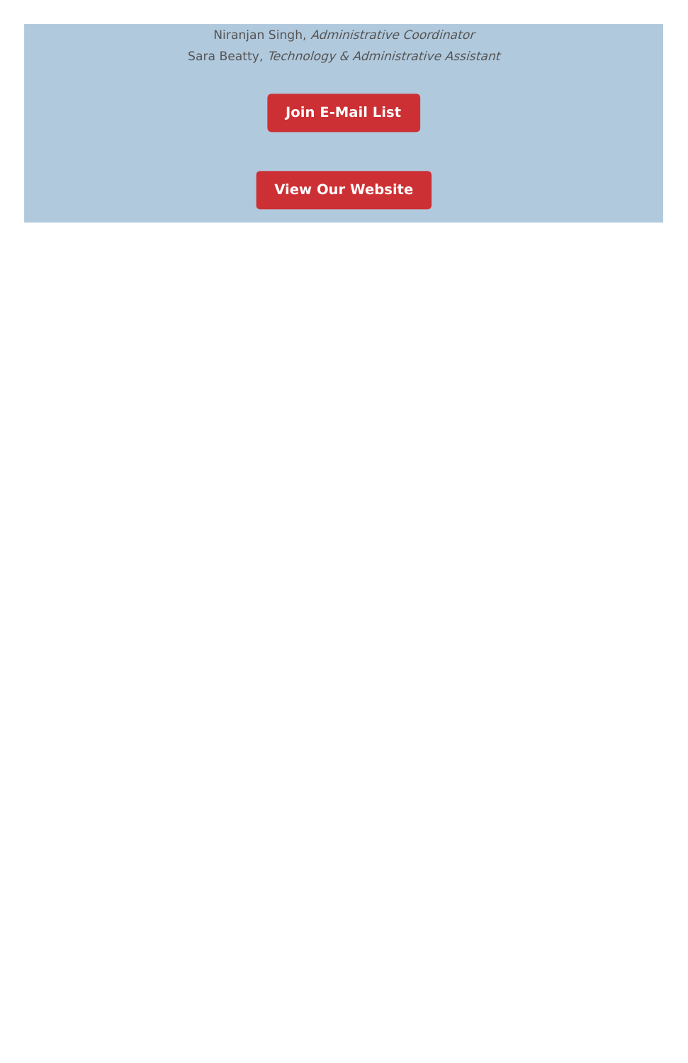Niranjan Singh, *Administrative Coordinator*

Sara Beatty, *Technology & Administrative Assistant*

**Join E-Mail List**

**View Our Website**